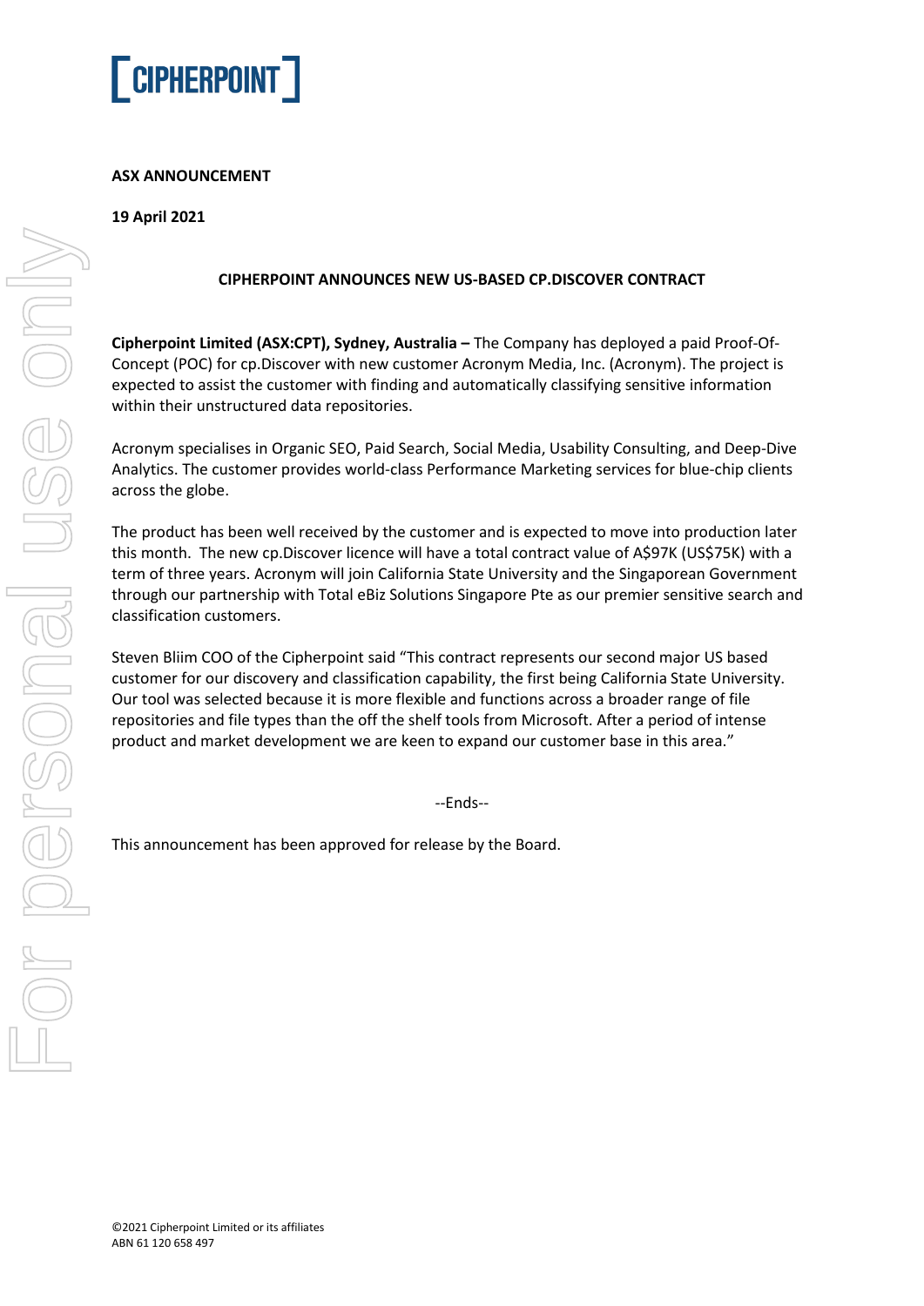**ASX ANNOUNCEMENT**

**19 April 2021**

## CIPHERPOINT ANNOUNCES NEW US-BASED CP.DISCOVER CONTRACT

**Cipherpoint Limited (ASX:CPT), Sydney, Australia –** The Company has deployed a paid Proof-Of-Concept (POC) for cp.Discover with new customer Acronym Media, Inc. (Acronym). The project is expected to assist the customer with finding and automatically classifying sensitive information within their unstructured data repositories.

Acronym specialises in Organic SEO, Paid Search, Social Media, Usability Consulting, and Deep-Dive Analytics. The customer provides world-class Performance Marketing services for blue-chip clients across the globe.

The product has been well received by the customer and is expected to move into production later this month. The new cp.Discover licence will have a total contract value of A$97K (US$75K) with a term of three years. Acronym will join California State University and the Singaporean Government through our partnership with Total eBiz Solutions Singapore Pte as our premier sensitive search and classification customers.

Steven Bliim COO of the Cipherpoint said "This contract represents our second major US based customer for our discovery and classification capability, the first being California State University. Our tool was selected because it is more flexible and functions across a broader range of file repositories and file types than the off the shelf tools from Microsoft. After a period of intense product and market development we are keen to expand our customer base in this area."

--Ends--

This announcement has been approved for release by the Board.

©2021 Cipherpoint Limited or its affiliates
ABN 61 120 658 497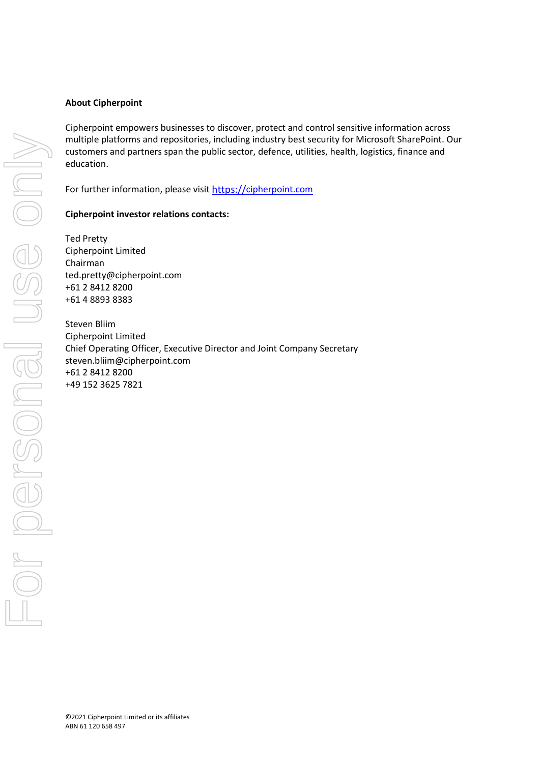**About Cipherpoint**

Cipherpoint empowers businesses to discover, protect and control sensitive information across multiple platforms and repositories, including industry best security for Microsoft SharePoint. Our customers and partners span the public sector, defence, utilities, health, logistics, finance and education.

For further information, please visit https://cipherpoint.com

**Cipherpoint investor relations contacts:**

Ted Pretty
Cipherpoint Limited
Chairman
ted.pretty@cipherpoint.com
+61 2 8412 8200
+61 4 8893 8383

Steven Bliim
Cipherpoint Limited
Chief Operating Officer, Executive Director and Joint Company Secretary
steven.bliim@cipherpoint.com
+61 2 8412 8200
+49 152 3625 7821

©2021 Cipherpoint Limited or its affiliates
ABN 61 120 658 497